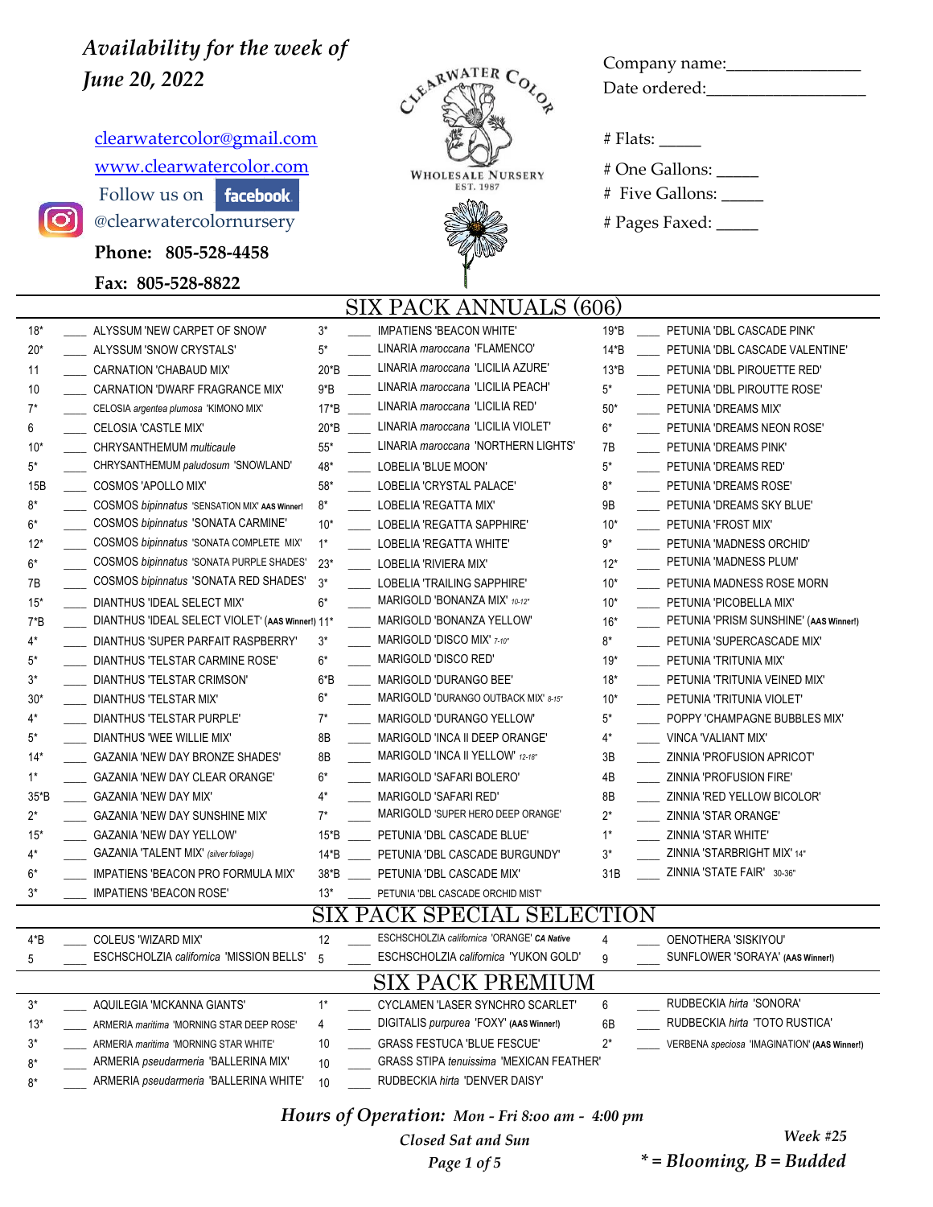*Availability for the week of June 20, 2022*

clearwatercolor@gmail.com
www.clearwatercolor.com
Follow us on facebook
@clearwatercolornursery

**Phone: 805-528-4458**

**Fax: 805-528-8822**

CLEARWATER COLOR
WHOLESALE NURSERY
EST. 1987

Company name:_______________
Date ordered:__________________

# Flats: _____
# One Gallons: _____
# Five Gallons: _____
# Pages Faxed: _____

## SIX PACK ANNUALS (606)

| Qty | Order | Item | Qty | Order | Item | Qty | Order | Item |
|---|---|---|---|---|---|---|---|---|
| 18* | ____ | ALYSSUM 'NEW CARPET OF SNOW' | 3* | ____ | IMPATIENS 'BEACON WHITE' | 19*B | ____ | PETUNIA 'DBL CASCADE PINK' |
| 20* | ____ | ALYSSUM 'SNOW CRYSTALS' | 5* | ____ | LINARIA *maroccana* 'FLAMENCO' | 14*B | ____ | PETUNIA 'DBL CASCADE VALENTINE' |
| 11 | ____ | CARNATION 'CHABAUD MIX' | 20*B | ____ | LINARIA *maroccana* 'LICILIA AZURE' | 13*B | ____ | PETUNIA 'DBL PIROUETTE RED' |
| 10 | ____ | CARNATION 'DWARF FRAGRANCE MIX' | 9*B | ____ | LINARIA *maroccana* 'LICILIA PEACH' | 5* | ____ | PETUNIA 'DBL PIROUTTE ROSE' |
| 7* | ____ | CELOSIA *argentea plumosa* 'KIMONO MIX' | 17*B | ____ | LINARIA *maroccana* 'LICILIA RED' | 50* | ____ | PETUNIA 'DREAMS MIX' |
| 6 | ____ | CELOSIA 'CASTLE MIX' | 20*B | ____ | LINARIA *maroccana* 'LICILIA VIOLET' | 6* | ____ | PETUNIA 'DREAMS NEON ROSE' |
| 10* | ____ | CHRYSANTHEMUM *multicaule* | 55* | ____ | LINARIA *maroccana* 'NORTHERN LIGHTS' | 7B | ____ | PETUNIA 'DREAMS PINK' |
| 5* | ____ | CHRYSANTHEMUM *paludosum* 'SNOWLAND' | 48* | ____ | LOBELIA 'BLUE MOON' | 5* | ____ | PETUNIA 'DREAMS RED' |
| 15B | ____ | COSMOS 'APOLLO MIX' | 58* | ____ | LOBELIA 'CRYSTAL PALACE' | 8* | ____ | PETUNIA 'DREAMS ROSE' |
| 8* | ____ | COSMOS *bipinnatus* 'SENSATION MIX' **AAS Winner!** | 8* | ____ | LOBELIA 'REGATTA MIX' | 9B | ____ | PETUNIA 'DREAMS SKY BLUE' |
| 6* | ____ | COSMOS *bipinnatus* 'SONATA CARMINE' | 10* | ____ | LOBELIA 'REGATTA SAPPHIRE' | 10* | ____ | PETUNIA 'FROST MIX' |
| 12* | ____ | COSMOS *bipinnatus* 'SONATA COMPLETE MIX' | 1* | ____ | LOBELIA 'REGATTA WHITE' | 9* | ____ | PETUNIA 'MADNESS ORCHID' |
| 6* | ____ | COSMOS *bipinnatus* 'SONATA PURPLE SHADES' | 23* | ____ | LOBELIA 'RIVIERA MIX' | 12* | ____ | PETUNIA 'MADNESS PLUM' |
| 7B | ____ | COSMOS *bipinnatus* 'SONATA RED SHADES' | 3* | ____ | LOBELIA 'TRAILING SAPPHIRE' | 10* | ____ | PETUNIA MADNESS ROSE MORN |
| 15* | ____ | DIANTHUS 'IDEAL SELECT MIX' | 6* | ____ | MARIGOLD 'BONANZA MIX' *10-12"* | 10* | ____ | PETUNIA 'PICOBELLA MIX' |
| 7*B | ____ | DIANTHUS 'IDEAL SELECT VIOLET' (**AAS Winner!**) | 11* | ____ | MARIGOLD 'BONANZA YELLOW' | 16* | ____ | PETUNIA 'PRISM SUNSHINE' (**AAS Winner!**) |
| 4* | ____ | DIANTHUS 'SUPER PARFAIT RASPBERRY' | 3* | ____ | MARIGOLD 'DISCO MIX' *7-10"* | 8* | ____ | PETUNIA 'SUPERCASCADE MIX' |
| 5* | ____ | DIANTHUS 'TELSTAR CARMINE ROSE' | 6* | ____ | MARIGOLD 'DISCO RED' | 19* | ____ | PETUNIA 'TRITUNIA MIX' |
| 3* | ____ | DIANTHUS 'TELSTAR CRIMSON' | 6*B | ____ | MARIGOLD 'DURANGO BEE' | 18* | ____ | PETUNIA 'TRITUNIA VEINED MIX' |
| 30* | ____ | DIANTHUS 'TELSTAR MIX' | 6* | ____ | MARIGOLD 'DURANGO OUTBACK MIX' *8-15"* | 10* | ____ | PETUNIA 'TRITUNIA VIOLET' |
| 4* | ____ | DIANTHUS 'TELSTAR PURPLE' | 7* | ____ | MARIGOLD 'DURANGO YELLOW' | 5* | ____ | POPPY 'CHAMPAGNE BUBBLES MIX' |
| 5* | ____ | DIANTHUS 'WEE WILLIE MIX' | 8B | ____ | MARIGOLD 'INCA II DEEP ORANGE' | 4* | ____ | VINCA 'VALIANT MIX' |
| 14* | ____ | GAZANIA 'NEW DAY BRONZE SHADES' | 8B | ____ | MARIGOLD 'INCA II YELLOW' *12-18"* | 3B | ____ | ZINNIA 'PROFUSION APRICOT' |
| 1* | ____ | GAZANIA 'NEW DAY CLEAR ORANGE' | 6* | ____ | MARIGOLD 'SAFARI BOLERO' | 4B | ____ | ZINNIA 'PROFUSION FIRE' |
| 35*B | ____ | GAZANIA 'NEW DAY MIX' | 4* | ____ | MARIGOLD 'SAFARI RED' | 8B | ____ | ZINNIA 'RED YELLOW BICOLOR' |
| 2* | ____ | GAZANIA 'NEW DAY SUNSHINE MIX' | 7* | ____ | MARIGOLD 'SUPER HERO DEEP ORANGE' | 2* | ____ | ZINNIA 'STAR ORANGE' |
| 15* | ____ | GAZANIA 'NEW DAY YELLOW' | 15*B | ____ | PETUNIA 'DBL CASCADE BLUE' | 1* | ____ | ZINNIA 'STAR WHITE' |
| 4* | ____ | GAZANIA 'TALENT MIX' *(silver foliage)* | 14*B | ____ | PETUNIA 'DBL CASCADE BURGUNDY' | 3* | ____ | ZINNIA 'STARBRIGHT MIX' *14"* |
| 6* | ____ | IMPATIENS 'BEACON PRO FORMULA MIX' | 38*B | ____ | PETUNIA 'DBL CASCADE MIX' | 31B | ____ | ZINNIA 'STATE FAIR' *30-36"* |
| 3* | ____ | IMPATIENS 'BEACON ROSE' | 13* | ____ | PETUNIA 'DBL CASCADE ORCHID MIST' | | | |

## SIX PACK SPECIAL SELECTION

| Qty | Order | Item | Qty | Order | Item | Qty | Order | Item |
|---|---|---|---|---|---|---|---|---|
| 4*B | ____ | COLEUS 'WIZARD MIX' | 12 | ____ | ESCHSCHOLZIA *californica* 'ORANGE' ***CA Native*** | 4 | ____ | OENOTHERA 'SISKIYOU' |
| 5 | ____ | ESCHSCHOLZIA *californica* 'MISSION BELLS' | 5 | ____ | ESCHSCHOLZIA *californica* 'YUKON GOLD' | 9 | ____ | SUNFLOWER 'SORAYA' (**AAS Winner!**) |

## SIX PACK PREMIUM

| Qty | Order | Item | Qty | Order | Item | Qty | Order | Item |
|---|---|---|---|---|---|---|---|---|
| 3* | ____ | AQUILEGIA 'MCKANNA GIANTS' | 1* | ____ | CYCLAMEN 'LASER SYNCHRO SCARLET' | 6 | ____ | RUDBECKIA *hirta* 'SONORA' |
| 13* | ____ | ARMERIA *maritima* 'MORNING STAR DEEP ROSE' | 4 | ____ | DIGITALIS *purpurea* 'FOXY' (**AAS Winner!**) | 6B | ____ | RUDBECKIA *hirta* 'TOTO RUSTICA' |
| 3* | ____ | ARMERIA *maritima* 'MORNING STAR WHITE' | 10 | ____ | GRASS FESTUCA 'BLUE FESCUE' | 2* | ____ | VERBENA *speciosa* 'IMAGINATION' (**AAS Winner!**) |
| 8* | ____ | ARMERIA *pseudarmeria* 'BALLERINA MIX' | 10 | ____ | GRASS STIPA *tenuissima* 'MEXICAN FEATHER' | | | |
| 8* | ____ | ARMERIA *pseudarmeria* 'BALLERINA WHITE' | 10 | ____ | RUDBECKIA *hirta* 'DENVER DAISY' | | | |

***Hours of Operation:*** *Mon - Fri 8:oo am - 4:00 pm*

*Closed Sat and Sun*

*Week #25*

*** = Blooming, B = Budded**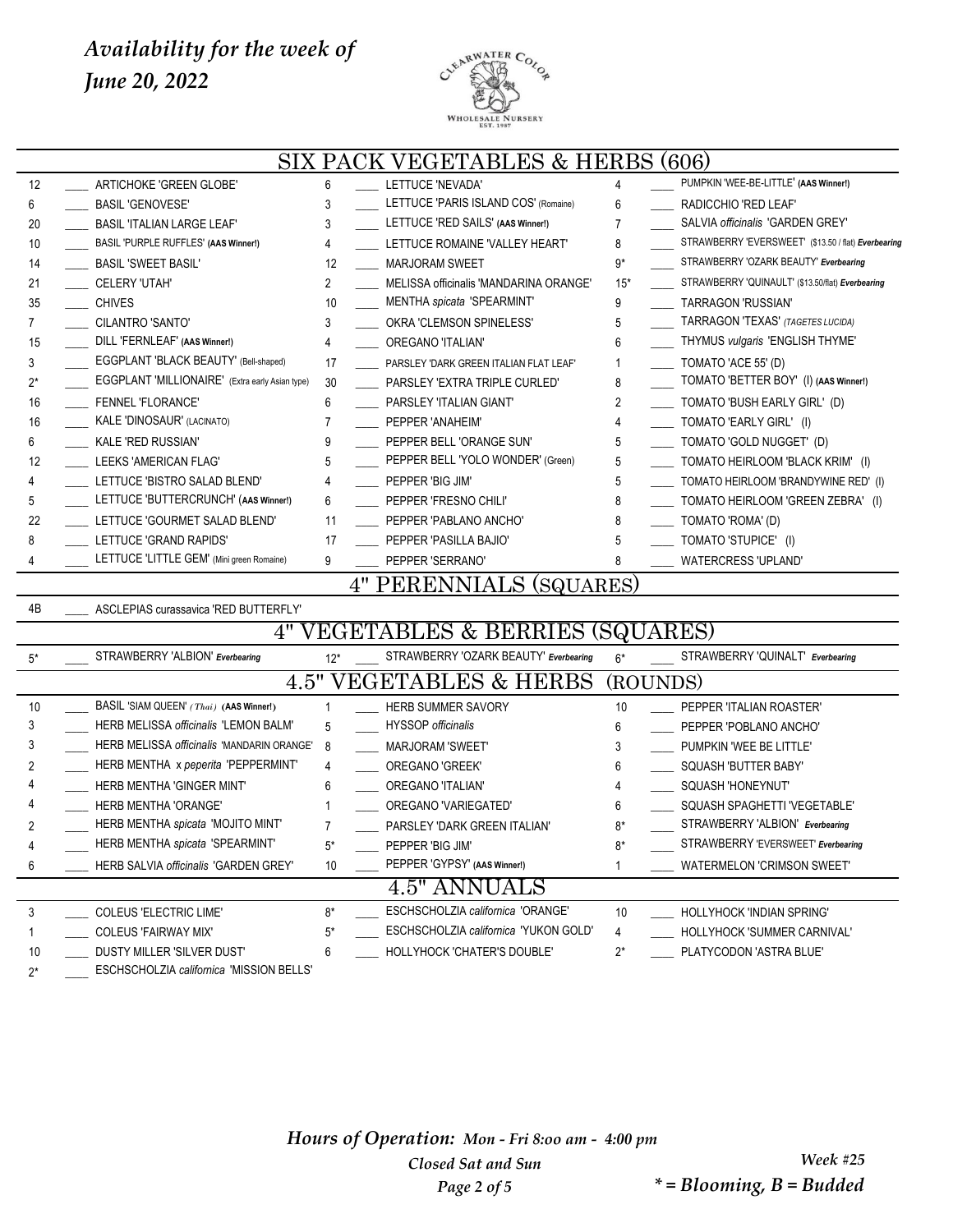*Availability for the week of*
*June 20, 2022*

## SIX PACK VEGETABLES & HERBS (606)

| Qty | | Item | Qty | | Item | Qty | | Item |
|---|---|---|---|---|---|---|---|---|
| 12 | ____ | ARTICHOKE 'GREEN GLOBE' | 6 | ____ | LETTUCE 'NEVADA' | 4 | ____ | PUMPKIN 'WEE-BE-LITTLE' **(AAS Winner!)** |
| 6 | ____ | BASIL 'GENOVESE' | 3 | ____ | LETTUCE 'PARIS ISLAND COS' (Romaine) | 6 | ____ | RADICCHIO 'RED LEAF' |
| 20 | ____ | BASIL 'ITALIAN LARGE LEAF' | 3 | ____ | LETTUCE 'RED SAILS' **(AAS Winner!)** | 7 | ____ | SALVIA *officinalis* 'GARDEN GREY' |
| 10 | ____ | BASIL 'PURPLE RUFFLES' **(AAS Winner!)** | 4 | ____ | LETTUCE ROMAINE 'VALLEY HEART' | 8 | ____ | STRAWBERRY 'EVERSWEET' ($13.50 / flat) ***Everbearing*** |
| 14 | ____ | BASIL 'SWEET BASIL' | 12 | ____ | MARJORAM SWEET | 9* | ____ | STRAWBERRY 'OZARK BEAUTY' ***Everbearing*** |
| 21 | ____ | CELERY 'UTAH' | 2 | ____ | MELISSA officinalis 'MANDARINA ORANGE' | 15* | ____ | STRAWBERRY 'QUINAULT' ($13.50/flat) ***Everbearing*** |
| 35 | ____ | CHIVES | 10 | ____ | MENTHA *spicata* 'SPEARMINT' | 9 | ____ | TARRAGON 'RUSSIAN' |
| 7 | ____ | CILANTRO 'SANTO' | 3 | ____ | OKRA 'CLEMSON SPINELESS' | 5 | ____ | TARRAGON 'TEXAS' *(TAGETES LUCIDA)* |
| 15 | ____ | DILL 'FERNLEAF' **(AAS Winner!)** | 4 | ____ | OREGANO 'ITALIAN' | 6 | ____ | THYMUS *vulgaris* 'ENGLISH THYME' |
| 3 | ____ | EGGPLANT 'BLACK BEAUTY' (Bell-shaped) | 17 | ____ | PARSLEY 'DARK GREEN ITALIAN FLAT LEAF' | 1 | ____ | TOMATO 'ACE 55' (D) |
| 2* | ____ | EGGPLANT 'MILLIONAIRE' (Extra early Asian type) | 30 | ____ | PARSLEY 'EXTRA TRIPLE CURLED' | 8 | ____ | TOMATO 'BETTER BOY' (I) **(AAS Winner!)** |
| 16 | ____ | FENNEL 'FLORANCE' | 6 | ____ | PARSLEY 'ITALIAN GIANT' | 2 | ____ | TOMATO 'BUSH EARLY GIRL' (D) |
| 16 | ____ | KALE 'DINOSAUR' (LACINATO) | 7 | ____ | PEPPER 'ANAHEIM' | 4 | ____ | TOMATO 'EARLY GIRL' (I) |
| 6 | ____ | KALE 'RED RUSSIAN' | 9 | ____ | PEPPER BELL 'ORANGE SUN' | 5 | ____ | TOMATO 'GOLD NUGGET' (D) |
| 12 | ____ | LEEKS 'AMERICAN FLAG' | 5 | ____ | PEPPER BELL 'YOLO WONDER' (Green) | 5 | ____ | TOMATO HEIRLOOM 'BLACK KRIM' (I) |
| 4 | ____ | LETTUCE 'BISTRO SALAD BLEND' | 4 | ____ | PEPPER 'BIG JIM' | 5 | ____ | TOMATO HEIRLOOM 'BRANDYWINE RED' (I) |
| 5 | ____ | LETTUCE 'BUTTERCRUNCH' **(AAS Winner!)** | 6 | ____ | PEPPER 'FRESNO CHILI' | 8 | ____ | TOMATO HEIRLOOM 'GREEN ZEBRA' (I) |
| 22 | ____ | LETTUCE 'GOURMET SALAD BLEND' | 11 | ____ | PEPPER 'PABLANO ANCHO' | 8 | ____ | TOMATO 'ROMA' (D) |
| 8 | ____ | LETTUCE 'GRAND RAPIDS' | 17 | ____ | PEPPER 'PASILLA BAJIO' | 5 | ____ | TOMATO 'STUPICE' (I) |
| 4 | ____ | LETTUCE 'LITTLE GEM' (Mini green Romaine) | 9 | ____ | PEPPER 'SERRANO' | 8 | ____ | WATERCRESS 'UPLAND' |

## 4" PERENNIALS (SQUARES)

| Qty | | Item |
|---|---|---|
| 4B | ____ | ASCLEPIAS curassavica 'RED BUTTERFLY' |

## 4" VEGETABLES & BERRIES (SQUARES)

| Qty | | Item | Qty | | Item | Qty | | Item |
|---|---|---|---|---|---|---|---|---|
| 5* | ____ | STRAWBERRY 'ALBION' ***Everbearing*** | 12* | ____ | STRAWBERRY 'OZARK BEAUTY' ***Everbearing*** | 6* | ____ | STRAWBERRY 'QUINALT' ***Everbearing*** |

## 4.5" VEGETABLES & HERBS (ROUNDS)

| Qty | | Item | Qty | | Item | Qty | | Item |
|---|---|---|---|---|---|---|---|---|
| 10 | ____ | BASIL 'SIAM QUEEN' *(Thai)* **(AAS Winner!)** | 1 | ____ | HERB SUMMER SAVORY | 10 | ____ | PEPPER 'ITALIAN ROASTER' |
| 3 | ____ | HERB MELISSA *officinalis* 'LEMON BALM' | 5 | ____ | HYSSOP *officinalis* | 6 | ____ | PEPPER 'POBLANO ANCHO' |
| 3 | ____ | HERB MELISSA *officinalis* 'MANDARIN ORANGE' | 8 | ____ | MARJORAM 'SWEET' | 3 | ____ | PUMPKIN 'WEE BE LITTLE' |
| 2 | ____ | HERB MENTHA x *peperita* 'PEPPERMINT' | 4 | ____ | OREGANO 'GREEK' | 6 | ____ | SQUASH 'BUTTER BABY' |
| 4 | ____ | HERB MENTHA 'GINGER MINT' | 6 | ____ | OREGANO 'ITALIAN' | 4 | ____ | SQUASH 'HONEYNUT' |
| 4 | ____ | HERB MENTHA 'ORANGE' | 1 | ____ | OREGANO 'VARIEGATED' | 6 | ____ | SQUASH SPAGHETTI 'VEGETABLE' |
| 2 | ____ | HERB MENTHA *spicata* 'MOJITO MINT' | 7 | ____ | PARSLEY 'DARK GREEN ITALIAN' | 8* | ____ | STRAWBERRY 'ALBION' ***Everbearing*** |
| 4 | ____ | HERB MENTHA *spicata* 'SPEARMINT' | 5* | ____ | PEPPER 'BIG JIM' | 8* | ____ | STRAWBERRY 'EVERSWEET' ***Everbearing*** |
| 6 | ____ | HERB SALVIA *officinalis* 'GARDEN GREY' | 10 | ____ | PEPPER 'GYPSY' **(AAS Winner!)** | 1 | ____ | WATERMELON 'CRIMSON SWEET' |

## 4.5" ANNUALS

| Qty | | Item | Qty | | Item | Qty | | Item |
|---|---|---|---|---|---|---|---|---|
| 3 | ____ | COLEUS 'ELECTRIC LIME' | 8* | ____ | ESCHSCHOLZIA *californica* 'ORANGE' | 10 | ____ | HOLLYHOCK 'INDIAN SPRING' |
| 1 | ____ | COLEUS 'FAIRWAY MIX' | 5* | ____ | ESCHSCHOLZIA *californica* 'YUKON GOLD' | 4 | ____ | HOLLYHOCK 'SUMMER CARNIVAL' |
| 10 | ____ | DUSTY MILLER 'SILVER DUST' | 6 | ____ | HOLLYHOCK 'CHATER'S DOUBLE' | 2* | ____ | PLATYCODON 'ASTRA BLUE' |
| 2* | ____ | ESCHSCHOLZIA *californica* 'MISSION BELLS' | | | | | | |

***Hours of Operation:*** *Mon - Fri 8:00 am - 4:00 pm*
*Closed Sat and Sun*

*Week #25*
*\* = Blooming, B = Budded*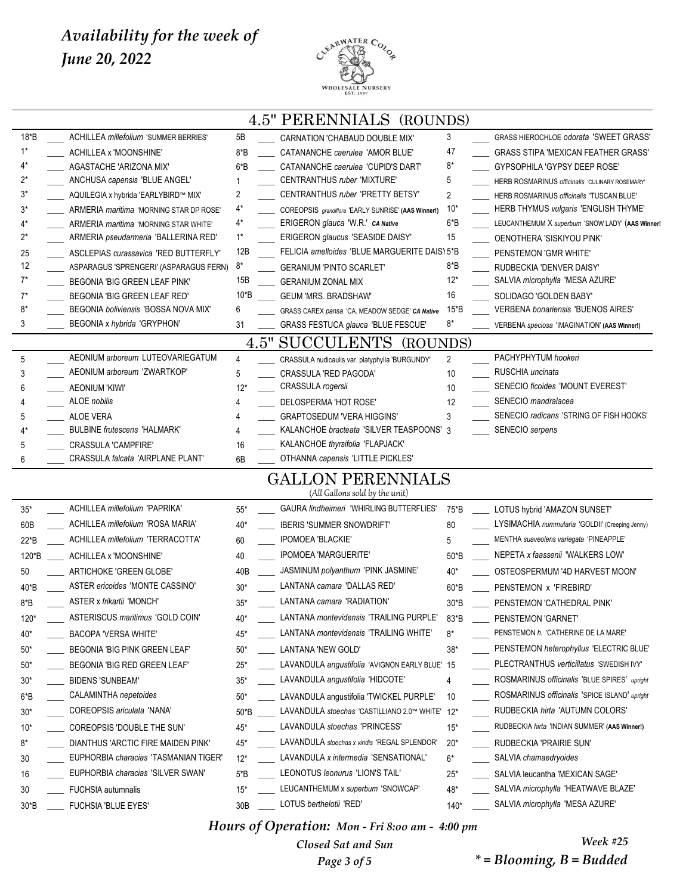*Availability for the week of*
*June 20, 2022*

## 4.5" PERENNIALS (ROUNDS)

| Qty | | Item | Qty | | Item | Qty | | Item |
|---|---|---|---|---|---|---|---|---|
| 18*B | ____ | ACHILLEA *millefolium* 'SUMMER BERRIES' | 5B | ____ | CARNATION 'CHABAUD DOUBLE MIX' | 3 | ____ | GRASS HIEROCHLOE *odorata* 'SWEET GRASS' |
| 1* | ____ | ACHILLEA x 'MOONSHINE' | 8*B | ____ | CATANANCHE *caerulea* 'AMOR BLUE' | 47 | ____ | GRASS STIPA 'MEXICAN FEATHER GRASS' |
| 4* | ____ | AGASTACHE 'ARIZONA MIX' | 6*B | ____ | CATANANCHE *caerulea* 'CUPID'S DART' | 8* | ____ | GYPSOPHILA 'GYPSY DEEP ROSE' |
| 2* | ____ | ANCHUSA *capensis* 'BLUE ANGEL' | 1 | ____ | CENTRANTHUS *ruber* 'MIXTURE' | 5 | ____ | HERB ROSMARINUS *officinalis* 'CULINARY ROSEMARY' |
| 3* | ____ | AQUILEGIA x hybrida 'EARLYBIRD™ MIX' | 2 | ____ | CENTRANTHUS *ruber* 'PRETTY BETSY' | 2 | ____ | HERB ROSMARINUS *officinalis* 'TUSCAN BLUE' |
| 3* | ____ | ARMERIA *maritima* 'MORNING STAR DP ROSE' | 4* | ____ | COREOPSIS *grandiflora* 'EARLY SUNRISE' **(AAS Winner!)** | 10* | ____ | HERB THYMUS *vulgaris* 'ENGLISH THYME' |
| 4* | ____ | ARMERIA *maritima* 'MORNING STAR WHITE' | 4* | ____ | ERIGERON *glauca* 'W.R.' ***CA Native*** | 6*B | ____ | LEUCANTHEMUM X *superbum* 'SNOW LADY' **(AAS Winner!** |
| 2* | ____ | ARMERIA *pseudarmeria* 'BALLERINA RED' | 1* | ____ | ERIGERON *glaucus* 'SEASIDE DAISY' | 15 | ____ | OENOTHERA 'SISKIYOU PINK' |
| 25 | ____ | ASCLEPIAS *curassavica* 'RED BUTTERFLY' | 12B | ____ | FELICIA *amelloides* 'BLUE MARGUERITE DAISY' | 5*B | ____ | PENSTEMON 'GMR WHITE' |
| 12 | ____ | ASPARAGUS 'SPRENGERI' (ASPARAGUS FERN) | 8* | ____ | GERANIUM 'PINTO SCARLET' | 8*B | ____ | RUDBECKIA 'DENVER DAISY' |
| 7* | ____ | BEGONIA 'BIG GREEN LEAF PINK' | 15B | ____ | GERANIUM ZONAL MIX | 12* | ____ | SALVIA *microphylla* 'MESA AZURE' |
| 7* | ____ | BEGONIA 'BIG GREEN LEAF RED' | 10*B | ____ | GEUM 'MRS. BRADSHAW' | 16 | ____ | SOLIDAGO 'GOLDEN BABY' |
| 8* | ____ | BEGONIA *boliviensis* 'BOSSA NOVA MIX' | 6 | ____ | GRASS CAREX *pansa* 'CA. MEADOW SEDGE' ***CA Native*** | 15*B | ____ | VERBENA *bonariensis* 'BUENOS AIRES' |
| 3 | ____ | BEGONIA x *hybrida* 'GRYPHON' | 31 | ____ | GRASS FESTUCA *glauca* 'BLUE FESCUE' | 8* | ____ | VERBENA *speciosa* 'IMAGINATION' **(AAS Winner!)** |

## 4.5" SUCCULENTS (ROUNDS)

| Qty | | Item | Qty | | Item | Qty | | Item |
|---|---|---|---|---|---|---|---|---|
| 5 | ____ | AEONIUM *arboreum* LUTEOVARIEGATUM | 4 | ____ | CRASSULA nudicaulis var. platyphylla 'BURGUNDY' | 2 | ____ | PACHYPHYTUM *hookeri* |
| 3 | ____ | AEONIUM *arboreum* 'ZWARTKOP' | 5 | ____ | CRASSULA 'RED PAGODA' | 10 | ____ | RUSCHIA *uncinata* |
| 6 | ____ | AEONIUM 'KIWI' | 12* | ____ | CRASSULA *rogersii* | 10 | ____ | SENECIO *ficoides* 'MOUNT EVEREST' |
| 4 | ____ | ALOE *nobilis* | 4 | ____ | DELOSPERMA 'HOT ROSE' | 12 | ____ | SENECIO *mandralacea* |
| 5 | ____ | ALOE VERA | 4 | ____ | GRAPTOSEDUM 'VERA HIGGINS' | 3 | ____ | SENECIO *radicans* 'STRING OF FISH HOOKS' |
| 4* | ____ | BULBINE *frutescens* 'HALMARK' | 4 | ____ | KALANCHOE *bracteata* 'SILVER TEASPOONS' | 3 | ____ | SENECIO *serpens* |
| 5 | ____ | CRASSULA 'CAMPFIRE' | 16 | ____ | KALANCHOE *thyrsifolia* 'FLAPJACK' | | | |
| 6 | ____ | CRASSULA *falcata* 'AIRPLANE PLANT' | 6B | ____ | OTHANNA *capensis* 'LITTLE PICKLES' | | | |

## GALLON PERENNIALS

(All Gallons sold by the unit)

| Qty | | Item | Qty | | Item | Qty | | Item |
|---|---|---|---|---|---|---|---|---|
| 35* | ____ | ACHILLEA *millefolium* 'PAPRIKA' | 55* | ____ | GAURA *lindheimeri* 'WHIRLING BUTTERFLIES' | 75*B | ____ | LOTUS hybrid 'AMAZON SUNSET' |
| 60B | ____ | ACHILLEA *millefolium* 'ROSA MARIA' | 40* | ____ | IBERIS 'SUMMER SNOWDRIFT' | 80 | ____ | LYSIMACHIA *nummularia* 'GOLDII' (Creeping Jenny) |
| 22*B | ____ | ACHILLEA *millefolium* 'TERRACOTTA' | 60 | ____ | IPOMOEA 'BLACKIE' | 5 | ____ | MENTHA *suaveolens variegata* 'PINEAPPLE' |
| 120*B | ____ | ACHILLEA x 'MOONSHINE' | 40 | ____ | IPOMOEA 'MARGUERITE' | 50*B | ____ | NEPETA *x faassenii* 'WALKERS LOW' |
| 50 | ____ | ARTICHOKE 'GREEN GLOBE' | 40B | ____ | JASMINUM *polyanthum* 'PINK JASMINE' | 40* | ____ | OSTEOSPERMUM '4D HARVEST MOON' |
| 40*B | ____ | ASTER *ericoides* 'MONTE CASSINO' | 30* | ____ | LANTANA *camara* 'DALLAS RED' | 60*B | ____ | PENSTEMON x 'FIREBIRD' |
| 8*B | ____ | ASTER x *frikartii* 'MONCH' | 35* | ____ | LANTANA *camara* 'RADIATION' | 30*B | ____ | PENSTEMON 'CATHEDRAL PINK' |
| 120* | ____ | ASTERISCUS *maritimus* 'GOLD COIN' | 40* | ____ | LANTANA *montevidensis* 'TRAILING PURPLE' | 83*B | ____ | PENSTEMON 'GARNET' |
| 40* | ____ | BACOPA 'VERSA WHITE' | 45* | ____ | LANTANA *montevidensis* 'TRAILING WHITE' | 8* | ____ | PENSTEMON *h.* 'CATHERINE DE LA MARE' |
| 50* | ____ | BEGONIA 'BIG PINK GREEN LEAF' | 50* | ____ | LANTANA 'NEW GOLD' | 38* | ____ | PENSTEMON *heterophyllus* 'ELECTRIC BLUE' |
| 50* | ____ | BEGONIA 'BIG RED GREEN LEAF' | 25* | ____ | LAVANDULA *angustifolia* 'AVIGNON EARLY BLUE' | 15 | ____ | PLECTRANTHUS *verticillatus* 'SWEDISH IVY' |
| 30* | ____ | BIDENS 'SUNBEAM' | 35* | ____ | LAVANDULA *angustifolia* 'HIDCOTE' | 4 | ____ | ROSMARINUS *officinalis* 'BLUE SPIRES' *upright* |
| 6*B | ____ | CALAMINTHA *nepetoides* | 50* | ____ | LAVANDULA angustifolia 'TWICKEL PURPLE' | 10 | ____ | ROSMARINUS *officinalis* 'SPICE ISLAND' *upright* |
| 30* | ____ | COREOPSIS *ariculata* 'NANA' | 50*B | ____ | LAVANDULA *stoechas* 'CASTILLIANO 2.0™ WHITE' | 12* | ____ | RUDBECKIA *hirta* 'AUTUMN COLORS' |
| 10* | ____ | COREOPSIS 'DOUBLE THE SUN' | 45* | ____ | LAVANDULA *stoechas* 'PRINCESS' | 15* | ____ | RUDBECKIA *hirta* 'INDIAN SUMMER' **(AAS Winner!)** |
| 8* | ____ | DIANTHUS 'ARCTIC FIRE MAIDEN PINK' | 45* | ____ | LAVANDULA *stoechas x viridis* 'REGAL SPLENDOR' | 20* | ____ | RUDBECKIA 'PRAIRIE SUN' |
| 30 | ____ | EUPHORBIA *characias* 'TASMANIAN TIGER' | 12* | ____ | LAVANDULA *x intermedia* 'SENSATIONAL' | 6* | ____ | SALVIA *chamaedryoides* |
| 16 | ____ | EUPHORBIA *characias* 'SILVER SWAN' | 5*B | ____ | LEONOTUS *leonurus* 'LION'S TAIL' | 25* | ____ | SALVIA leucantha 'MEXICAN SAGE' |
| 30 | ____ | FUCHSIA autumnalis | 15* | ____ | LEUCANTHEMUM x *superbum* 'SNOWCAP' | 48* | ____ | SALVIA *microphylla* 'HEATWAVE BLAZE' |
| 30*B | ____ | FUCHSIA 'BLUE EYES' | 30B | ____ | LOTUS *berthelotii* 'RED' | 140* | ____ | SALVIA *microphylla* 'MESA AZURE' |

***Hours of Operation:** Mon - Fri 8:00 am - 4:00 pm*

***Closed Sat and Sun***

***Week #25***

***\* = Blooming, B = Budded***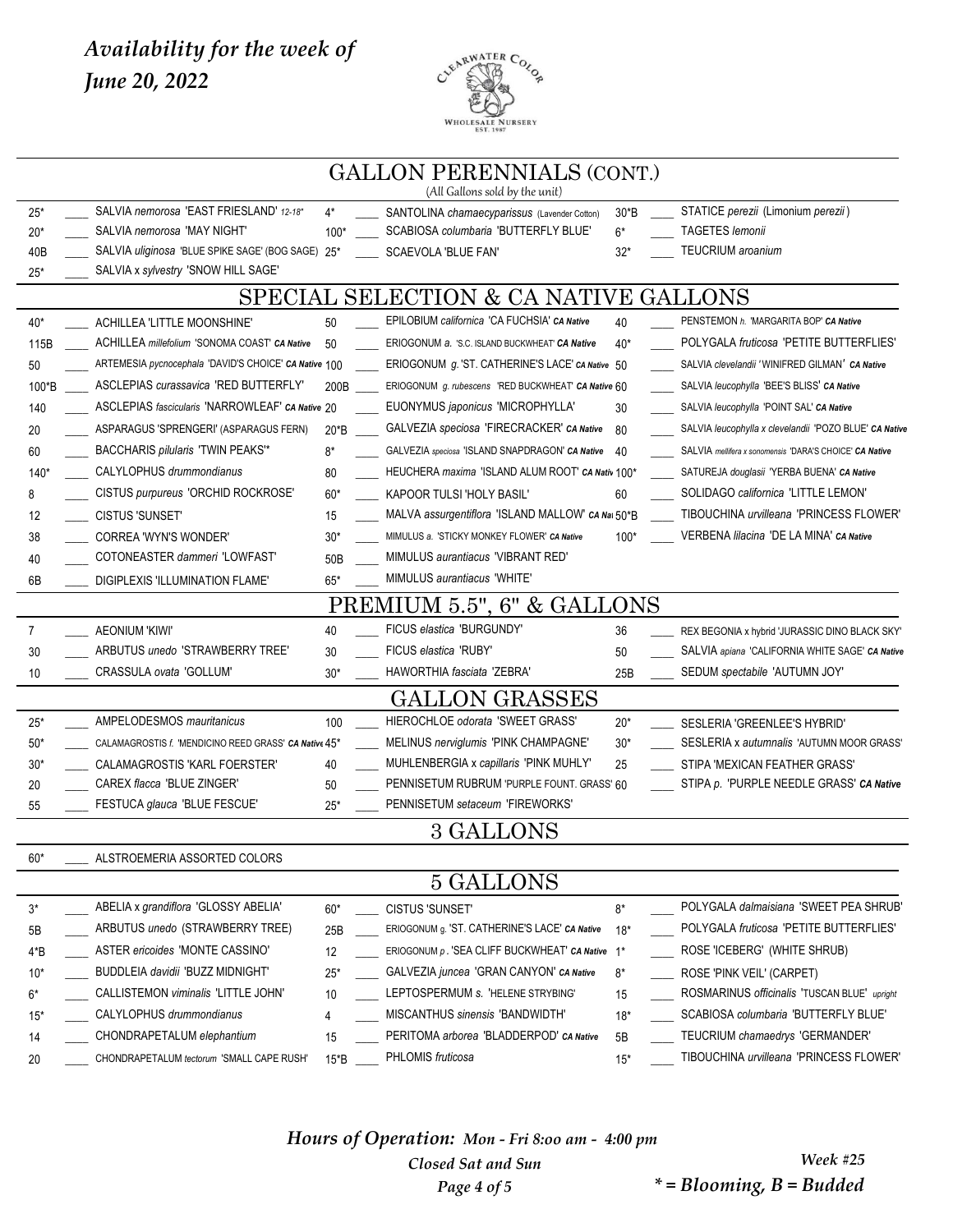*Availability for the week of*
*June 20, 2022*

## GALLON PERENNIALS (CONT.)

(All Gallons sold by the unit)

| Qty | | Item | Qty | | Item | Qty | | Item |
|---|---|---|---|---|---|---|---|---|
| 25* | ____ | SALVIA *nemorosa* 'EAST FRIESLAND' *12-18"* | 4* | ____ | SANTOLINA *chamaecyparissus* (Lavender Cotton) | 30*B | ____ | STATICE *perezii* (Limonium *perezii*) |
| 20* | ____ | SALVIA *nemorosa* 'MAY NIGHT' | 100* | ____ | SCABIOSA *columbaria* 'BUTTERFLY BLUE' | 6* | ____ | TAGETES *lemonii* |
| 40B | ____ | SALVIA *uliginosa* 'BLUE SPIKE SAGE' (BOG SAGE) | 25* | ____ | SCAEVOLA 'BLUE FAN' | 32* | ____ | TEUCRIUM *aroanium* |
| 25* | ____ | SALVIA x *sylvestry* 'SNOW HILL SAGE' | | | | | | |

## SPECIAL SELECTION & CA NATIVE GALLONS

| Qty | | Item | Qty | | Item | Qty | | Item |
|---|---|---|---|---|---|---|---|---|
| 40* | ____ | ACHILLEA 'LITTLE MOONSHINE' | 50 | ____ | EPILOBIUM *californica* 'CA FUCHSIA' ***CA Native*** | 40 | ____ | PENSTEMON *h.* 'MARGARITA BOP' ***CA Native*** |
| 115B | ____ | ACHILLEA *millefolium* 'SONOMA COAST' ***CA Native*** | 50 | ____ | ERIOGONUM *a.* 'S.C. ISLAND BUCKWHEAT' ***CA Native*** | 40* | ____ | POLYGALA *fruticosa* 'PETITE BUTTERFLIES' |
| 50 | ____ | ARTEMESIA *pycnocephala* 'DAVID'S CHOICE' ***CA Native*** | 100 | ____ | ERIOGONUM *g.* 'ST. CATHERINE'S LACE' ***CA Native*** | 50 | ____ | SALVIA *clevelandii* 'WINIFRED GILMAN' ***CA Native*** |
| 100*B | ____ | ASCLEPIAS *curassavica* 'RED BUTTERFLY' | 200B | ____ | ERIOGONUM *g. rubescens* 'RED BUCKWHEAT' ***CA Native*** | 60 | ____ | SALVIA *leucophylla* 'BEE'S BLISS' ***CA Native*** |
| 140 | ____ | ASCLEPIAS *fascicularis* 'NARROWLEAF' ***CA Native*** | 20 | ____ | EUONYMUS *japonicus* 'MICROPHYLLA' | 30 | ____ | SALVIA *leucophylla* 'POINT SAL' ***CA Native*** |
| 20 | ____ | ASPARAGUS 'SPRENGERI' (ASPARAGUS FERN) | 20*B | ____ | GALVEZIA *speciosa* 'FIRECRACKER' ***CA Native*** | 80 | ____ | SALVIA *leucophylla* x *clevelandii* 'POZO BLUE' ***CA Native*** |
| 60 | ____ | BACCHARIS *pilularis* 'TWIN PEAKS'* | 8* | ____ | GALVEZIA *speciosa* 'ISLAND SNAPDRAGON' ***CA Native*** | 40 | ____ | SALVIA *mellifera* x *sonomensis* 'DARA'S CHOICE' ***CA Native*** |
| 140* | ____ | CALYLOPHUS *drummondianus* | 80 | ____ | HEUCHERA *maxima* 'ISLAND ALUM ROOT' ***CA Nativ*** | 100* | ____ | SATUREJA *douglasii* 'YERBA BUENA' ***CA Native*** |
| 8 | ____ | CISTUS *purpureus* 'ORCHID ROCKROSE' | 60* | ____ | KAPOOR TULSI 'HOLY BASIL' | 60 | ____ | SOLIDAGO *californica* 'LITTLE LEMON' |
| 12 | ____ | CISTUS 'SUNSET' | 15 | ____ | MALVA *assurgentiflora* 'ISLAND MALLOW' ***CA Na*** | 50*B | ____ | TIBOUCHINA *urvilleana* 'PRINCESS FLOWER' |
| 38 | ____ | CORREA 'WYN'S WONDER' | 30* | ____ | MIMULUS *a.* 'STICKY MONKEY FLOWER' ***CA Native*** | 100* | ____ | VERBENA *lilacina* 'DE LA MINA' ***CA Native*** |
| 40 | ____ | COTONEASTER *dammeri* 'LOWFAST' | 50B | ____ | MIMULUS *aurantiacus* 'VIBRANT RED' | | | |
| 6B | ____ | DIGIPLEXIS 'ILLUMINATION FLAME' | 65* | ____ | MIMULUS *aurantiacus* 'WHITE' | | | |

## PREMIUM 5.5", 6" & GALLONS

| Qty | | Item | Qty | | Item | Qty | | Item |
|---|---|---|---|---|---|---|---|---|
| 7 | ____ | AEONIUM 'KIWI' | 40 | ____ | FICUS *elastica* 'BURGUNDY' | 36 | ____ | REX BEGONIA x hybrid 'JURASSIC DINO BLACK SKY' |
| 30 | ____ | ARBUTUS *unedo* 'STRAWBERRY TREE' | 30 | ____ | FICUS *elastica* 'RUBY' | 50 | ____ | SALVIA *apiana* 'CALIFORNIA WHITE SAGE' ***CA Native*** |
| 10 | ____ | CRASSULA *ovata* 'GOLLUM' | 30* | ____ | HAWORTHIA *fasciata* 'ZEBRA' | 25B | ____ | SEDUM *spectabile* 'AUTUMN JOY' |

## GALLON GRASSES

| Qty | | Item | Qty | | Item | Qty | | Item |
|---|---|---|---|---|---|---|---|---|
| 25* | ____ | AMPELODESMOS *mauritanicus* | 100 | ____ | HIEROCHLOE *odorata* 'SWEET GRASS' | 20* | ____ | SESLERIA 'GREENLEE'S HYBRID' |
| 50* | ____ | CALAMAGROSTIS *f.* 'MENDICINO REED GRASS' ***CA Native*** | 45* | ____ | MELINUS *nerviglumis* 'PINK CHAMPAGNE' | 30* | ____ | SESLERIA x *autumnalis* 'AUTUMN MOOR GRASS' |
| 30* | ____ | CALAMAGROSTIS 'KARL FOERSTER' | 40 | ____ | MUHLENBERGIA x *capillaris* 'PINK MUHLY' | 25 | ____ | STIPA 'MEXICAN FEATHER GRASS' |
| 20 | ____ | CAREX *flacca* 'BLUE ZINGER' | 50 | ____ | PENNISETUM RUBRUM 'PURPLE FOUNT. GRASS' | 60 | ____ | STIPA *p.* 'PURPLE NEEDLE GRASS' ***CA Native*** |
| 55 | ____ | FESTUCA *glauca* 'BLUE FESCUE' | 25* | ____ | PENNISETUM *setaceum* 'FIREWORKS' | | | |

## 3 GALLONS

| Qty | | Item |
|---|---|---|
| 60* | ____ | ALSTROEMERIA ASSORTED COLORS |

## 5 GALLONS

| Qty | | Item | Qty | | Item | Qty | | Item |
|---|---|---|---|---|---|---|---|---|
| 3* | ____ | ABELIA x *grandiflora* 'GLOSSY ABELIA' | 60* | ____ | CISTUS 'SUNSET' | 8* | ____ | POLYGALA *dalmaisiana* 'SWEET PEA SHRUB' |
| 5B | ____ | ARBUTUS *unedo* (STRAWBERRY TREE) | 25B | ____ | ERIOGONUM *g.* 'ST. CATHERINE'S LACE' ***CA Native*** | 18* | ____ | POLYGALA *fruticosa* 'PETITE BUTTERFLIES' |
| 4*B | ____ | ASTER *ericoides* 'MONTE CASSINO' | 12 | ____ | ERIOGONUM *p.* 'SEA CLIFF BUCKWHEAT' ***CA Native*** | 1* | ____ | ROSE 'ICEBERG' (WHITE SHRUB) |
| 10* | ____ | BUDDLEIA *davidii* 'BUZZ MIDNIGHT' | 25* | ____ | GALVEZIA *juncea* 'GRAN CANYON' ***CA Native*** | 8* | ____ | ROSE 'PINK VEIL' (CARPET) |
| 6* | ____ | CALLISTEMON *viminalis* 'LITTLE JOHN' | 10 | ____ | LEPTOSPERMUM *s.* 'HELENE STRYBING' | 15 | ____ | ROSMARINUS *officinalis* 'TUSCAN BLUE' *upright* |
| 15* | ____ | CALYLOPHUS *drummondianus* | 4 | ____ | MISCANTHUS *sinensis* 'BANDWIDTH' | 18* | ____ | SCABIOSA *columbaria* 'BUTTERFLY BLUE' |
| 14 | ____ | CHONDRAPETALUM *elephantium* | 15 | ____ | PERITOMA *arborea* 'BLADDERPOD' ***CA Native*** | 5B | ____ | TEUCRIUM *chamaedrys* 'GERMANDER' |
| 20 | ____ | CHONDRAPETALUM *tectorum* 'SMALL CAPE RUSH' | 15*B | ____ | PHLOMIS *fruticosa* | 15* | ____ | TIBOUCHINA *urvilleana* 'PRINCESS FLOWER' |

***Hours of Operation:*** *Mon - Fri 8:00 am - 4:00 pm*
*Closed Sat and Sun*

*Week #25*

** = Blooming, B = Budded*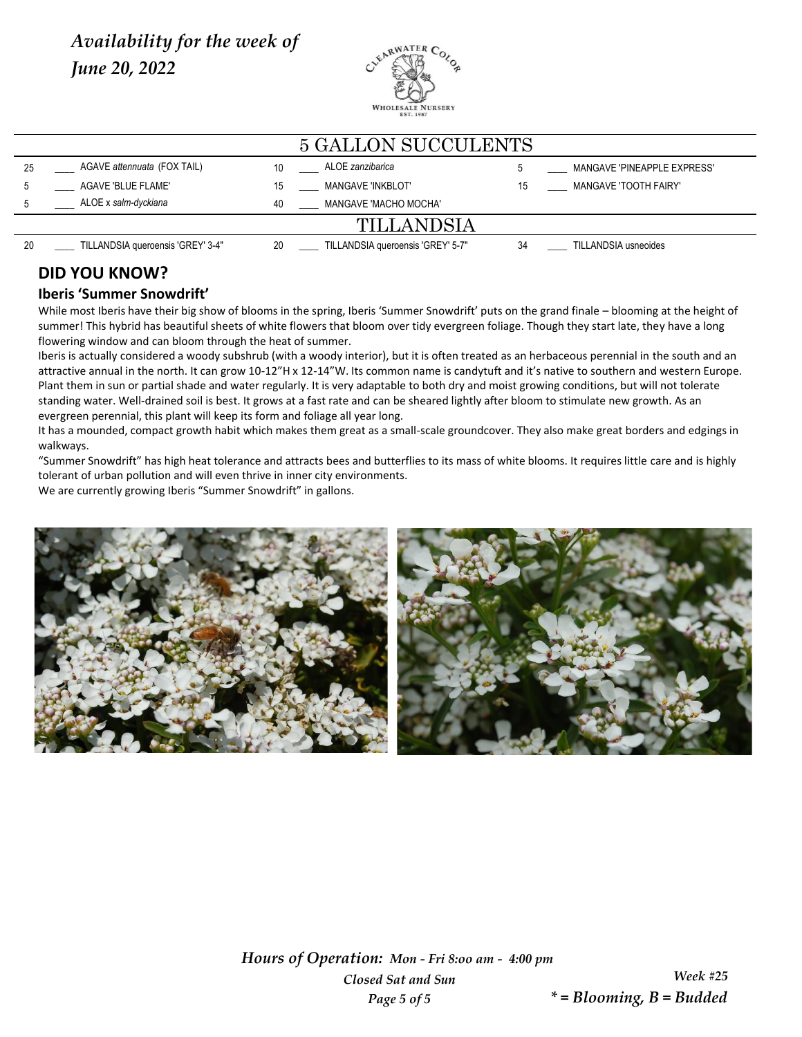*Availability for the week of*
*June 20, 2022*

## 5 GALLON SUCCULENTS

| | | | | | |
|---|---|---|---|---|---|
| 25 | ____ AGAVE *attennuata* (FOX TAIL) | 10 | ____ ALOE *zanzibarica* | 5 | ____ MANGAVE 'PINEAPPLE EXPRESS' |
| 5 | ____ AGAVE 'BLUE FLAME' | 15 | ____ MANGAVE 'INKBLOT' | 15 | ____ MANGAVE 'TOOTH FAIRY' |
| 5 | ____ ALOE x *salm-dyckiana* | 40 | ____ MANGAVE 'MACHO MOCHA' | | |

## TILLANDSIA

| | | | | | |
|---|---|---|---|---|---|
| 20 | ____ TILLANDSIA queroensis 'GREY' 3-4" | 20 | ____ TILLANDSIA queroensis 'GREY' 5-7" | 34 | ____ TILLANDSIA usneoides |

## DID YOU KNOW?

### Iberis 'Summer Snowdrift'

While most Iberis have their big show of blooms in the spring, Iberis 'Summer Snowdrift' puts on the grand finale – blooming at the height of summer! This hybrid has beautiful sheets of white flowers that bloom over tidy evergreen foliage. Though they start late, they have a long flowering window and can bloom through the heat of summer.

Iberis is actually considered a woody subshrub (with a woody interior), but it is often treated as an herbaceous perennial in the south and an attractive annual in the north. It can grow 10-12"H x 12-14"W. Its common name is candytuft and it's native to southern and western Europe. Plant them in sun or partial shade and water regularly. It is very adaptable to both dry and moist growing conditions, but will not tolerate standing water. Well-drained soil is best. It grows at a fast rate and can be sheared lightly after bloom to stimulate new growth. As an evergreen perennial, this plant will keep its form and foliage all year long.

It has a mounded, compact growth habit which makes them great as a small-scale groundcover. They also make great borders and edgings in walkways.

"Summer Snowdrift" has high heat tolerance and attracts bees and butterflies to its mass of white blooms. It requires little care and is highly tolerant of urban pollution and will even thrive in inner city environments.

We are currently growing Iberis "Summer Snowdrift" in gallons.

***Hours of Operation:*** *Mon - Fri 8:oo am - 4:00 pm*

*Closed Sat and Sun*

*Week #25*

*\* = Blooming, B = Budded*